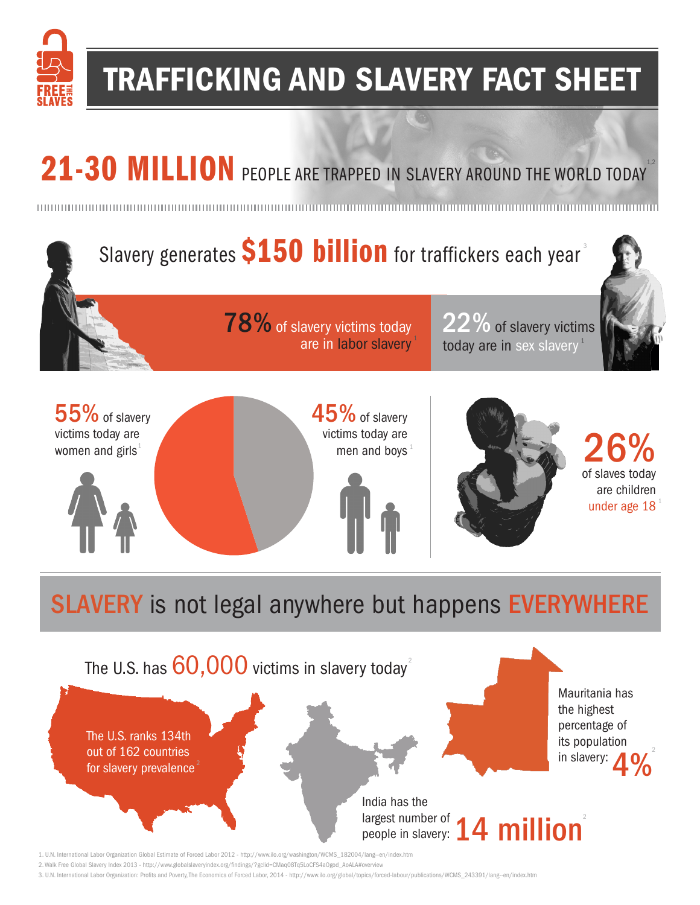FREE THE SLAVES

# TRAFFICKING AND SLAVERY FACT SHEET

## 21-30 MILLION PEOPLE ARE TRAPPED IN SLAVERY AROUND THE WORLD TODAY[1,2]

Slavery generates **$150 billion** for traffickers each year[3]

**78%** of slavery victims today are in labor slavery[1]

**22%** of slavery victims today are in sex slavery[1]

**55%** of slavery victims today are women and girls[1]

**45%** of slavery victims today are men and boys[1]

**26%** of slaves today are children under age 18[1]

## SLAVERY is not legal anywhere but happens EVERYWHERE

The U.S. has **60,000** victims in slavery today[2]

The U.S. ranks 134th out of 162 countries for slavery prevalence[2]

India has the largest number of people in slavery: **14 million**[2]

Mauritania has the highest percentage of its population in slavery: **4%**[2]

1. U.N. International Labor Organization Global Estimate of Forced Labor 2012 - http://www.ilo.org/washington/WCMS_182004/lang--en/index.htm
2. Walk Free Global Slavery Index 2013 - http://www.globalslaveryindex.org/findings/?gclid=CMaq08Tq5LoCFS4aOgod_AoALA#overview
3. U.N. International Labor Organization: Profits and Poverty, The Economics of Forced Labor, 2014 - http://www.ilo.org/global/topics/forced-labour/publications/WCMS_243391/lang--en/index.htm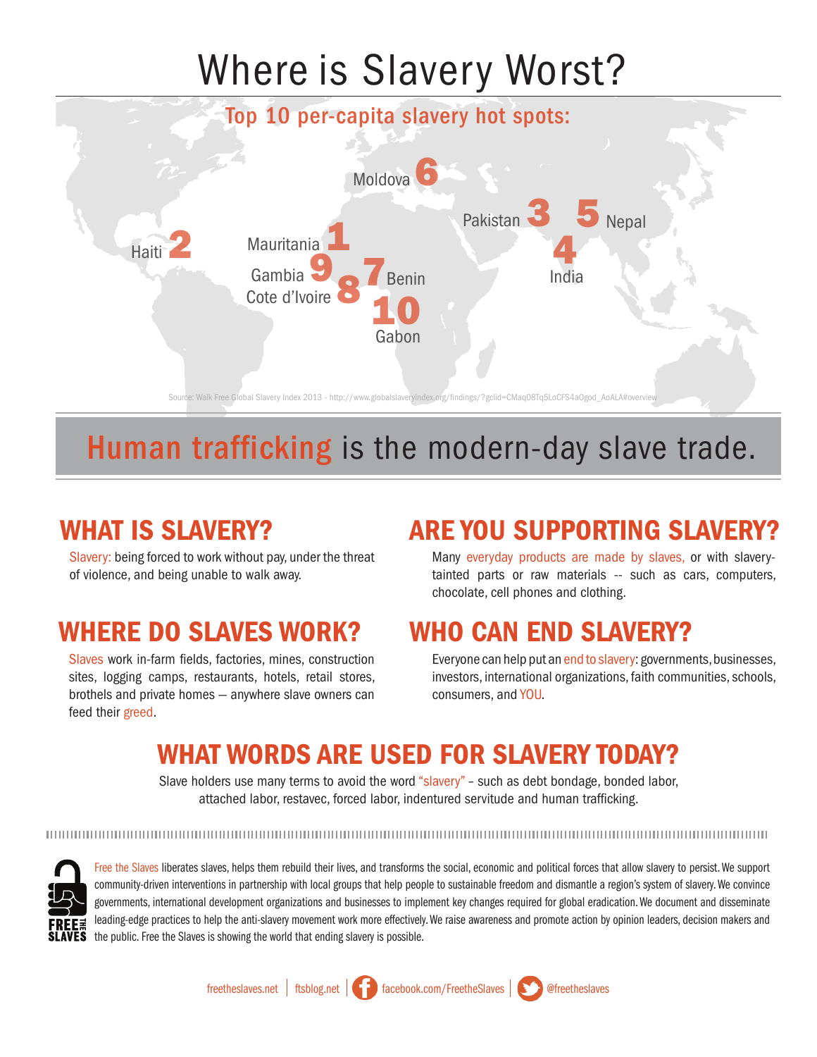# Where is Slavery Worst?

## Top 10 per-capita slavery hot spots:

1 Mauritania
2 Haiti
3 Pakistan
4 India
5 Nepal
6 Moldova
7 Benin
8 Cote d'Ivoire
9 Gambia
10 Gabon

Source: Walk Free Global Slavery Index 2013 - http://www.globalslaveryindex.org/findings/?gclid=CMaq08Tq5LoCFS4aOgod_AoALA#overview

## Human trafficking is the modern-day slave trade.

## WHAT IS SLAVERY?

Slavery: being forced to work without pay, under the threat of violence, and being unable to walk away.

## WHERE DO SLAVES WORK?

Slaves work in-farm fields, factories, mines, construction sites, logging camps, restaurants, hotels, retail stores, brothels and private homes — anywhere slave owners can feed their greed.

## ARE YOU SUPPORTING SLAVERY?

Many everyday products are made by slaves, or with slavery-tainted parts or raw materials -- such as cars, computers, chocolate, cell phones and clothing.

## WHO CAN END SLAVERY?

Everyone can help put an end to slavery: governments, businesses, investors, international organizations, faith communities, schools, consumers, and YOU.

## WHAT WORDS ARE USED FOR SLAVERY TODAY?

Slave holders use many terms to avoid the word "slavery" – such as debt bondage, bonded labor, attached labor, restavec, forced labor, indentured servitude and human trafficking.

---

FREE THE SLAVES

Free the Slaves liberates slaves, helps them rebuild their lives, and transforms the social, economic and political forces that allow slavery to persist. We support community-driven interventions in partnership with local groups that help people to sustainable freedom and dismantle a region's system of slavery. We convince governments, international development organizations and businesses to implement key changes required for global eradication. We document and disseminate leading-edge practices to help the anti-slavery movement work more effectively. We raise awareness and promote action by opinion leaders, decision makers and the public. Free the Slaves is showing the world that ending slavery is possible.

freetheslaves.net | ftsblog.net | facebook.com/FreetheSlaves | @freetheslaves